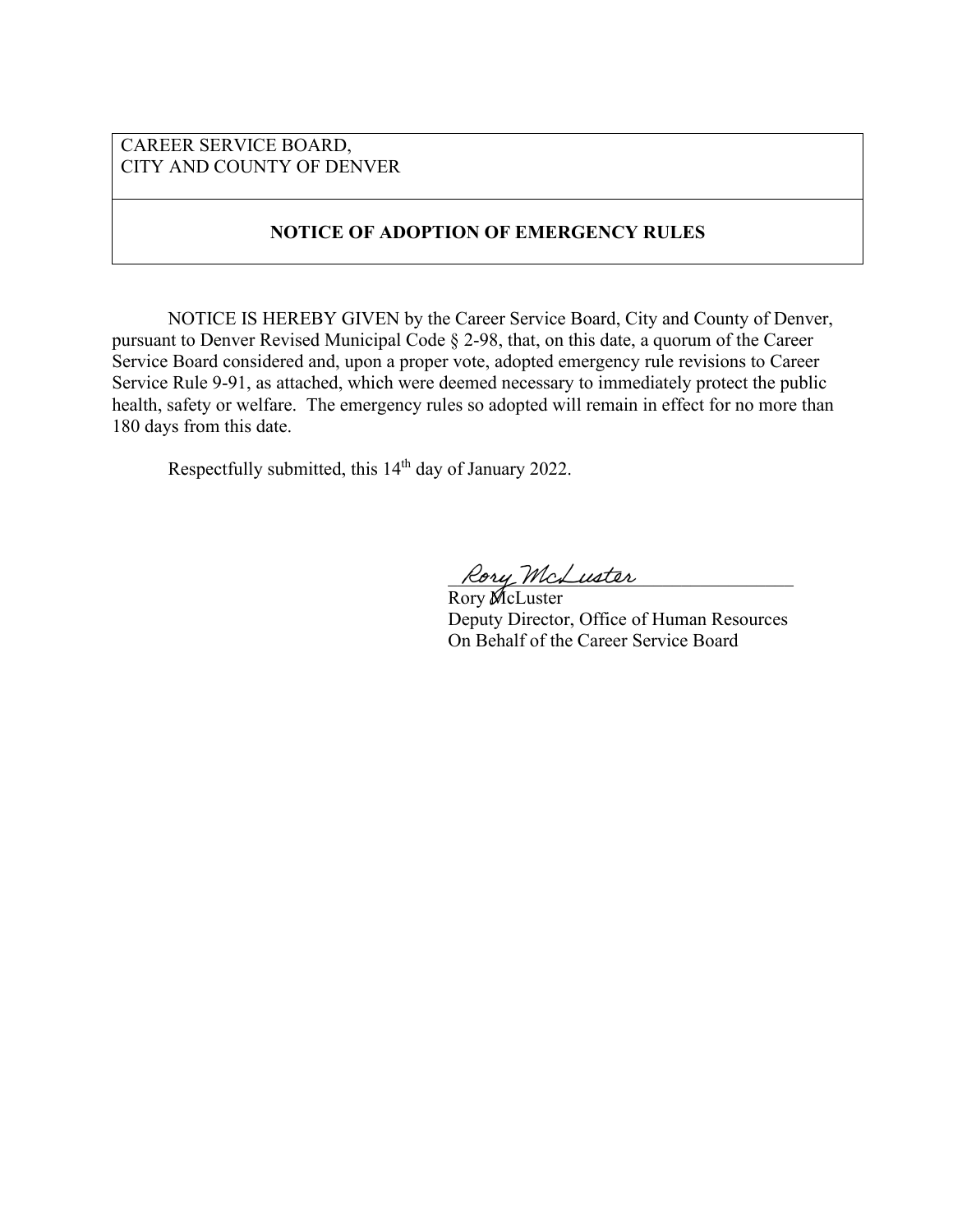CAREER SERVICE BOARD,
CITY AND COUNTY OF DENVER

**NOTICE OF ADOPTION OF EMERGENCY RULES**

NOTICE IS HEREBY GIVEN by the Career Service Board, City and County of Denver, pursuant to Denver Revised Municipal Code § 2-98, that, on this date, a quorum of the Career Service Board considered and, upon a proper vote, adopted emergency rule revisions to Career Service Rule 9-91, as attached, which were deemed necessary to immediately protect the public health, safety or welfare. The emergency rules so adopted will remain in effect for no more than 180 days from this date.

Respectfully submitted, this 14th day of January 2022.

Rory McLuster
Rory McLuster
Deputy Director, Office of Human Resources
On Behalf of the Career Service Board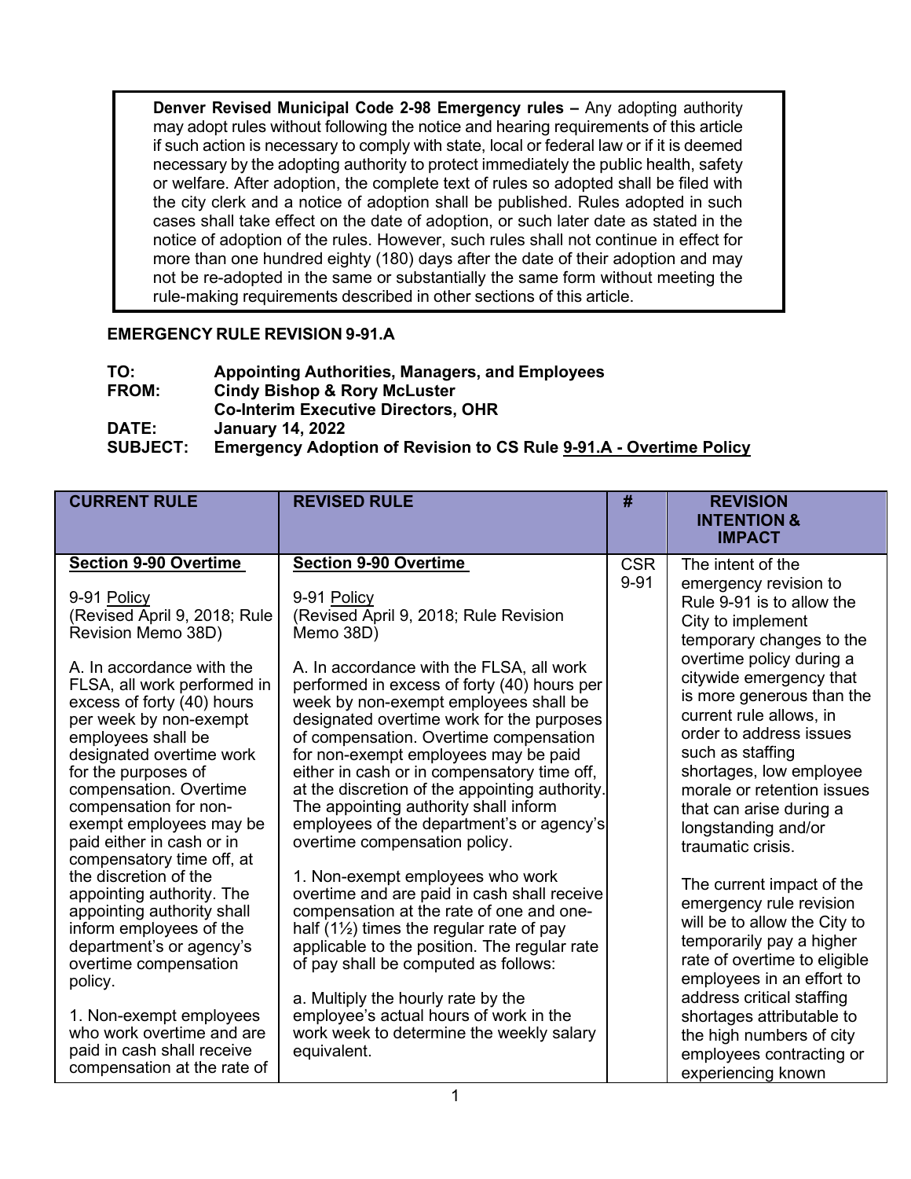> **Denver Revised Municipal Code 2-98 Emergency rules –** Any adopting authority may adopt rules without following the notice and hearing requirements of this article if such action is necessary to comply with state, local or federal law or if it is deemed necessary by the adopting authority to protect immediately the public health, safety or welfare. After adoption, the complete text of rules so adopted shall be filed with the city clerk and a notice of adoption shall be published. Rules adopted in such cases shall take effect on the date of adoption, or such later date as stated in the notice of adoption of the rules. However, such rules shall not continue in effect for more than one hundred eighty (180) days after the date of their adoption and may not be re-adopted in the same or substantially the same form without meeting the rule-making requirements described in other sections of this article.

**EMERGENCY RULE REVISION 9-91.A**

**TO:** Appointing Authorities, Managers, and Employees
**FROM:** Cindy Bishop & Rory McLuster
Co-Interim Executive Directors, OHR
**DATE:** January 14, 2022
**SUBJECT:** Emergency Adoption of Revision to CS Rule 9-91.A - Overtime Policy

| CURRENT RULE | REVISED RULE | # | REVISION INTENTION & IMPACT |
|---|---|---|---|
| **Section 9-90 Overtime**<br><br>9-91 Policy<br>(Revised April 9, 2018; Rule Revision Memo 38D)<br><br>A. In accordance with the FLSA, all work performed in excess of forty (40) hours per week by non-exempt employees shall be designated overtime work for the purposes of compensation. Overtime compensation for non-exempt employees may be paid either in cash or in compensatory time off, at the discretion of the appointing authority. The appointing authority shall inform employees of the department's or agency's overtime compensation policy.<br><br>1. Non-exempt employees who work overtime and are paid in cash shall receive compensation at the rate of | **Section 9-90 Overtime**<br><br>9-91 Policy<br>(Revised April 9, 2018; Rule Revision Memo 38D)<br><br>A. In accordance with the FLSA, all work performed in excess of forty (40) hours per week by non-exempt employees shall be designated overtime work for the purposes of compensation. Overtime compensation for non-exempt employees may be paid either in cash or in compensatory time off, at the discretion of the appointing authority. The appointing authority shall inform employees of the department's or agency's overtime compensation policy.<br><br>1. Non-exempt employees who work overtime and are paid in cash shall receive compensation at the rate of one and one-half (1½) times the regular rate of pay applicable to the position. The regular rate of pay shall be computed as follows:<br><br>a. Multiply the hourly rate by the employee's actual hours of work in the work week to determine the weekly salary equivalent. | CSR 9-91 | The intent of the emergency revision to Rule 9-91 is to allow the City to implement temporary changes to the overtime policy during a citywide emergency that is more generous than the current rule allows, in order to address issues such as staffing shortages, low employee morale or retention issues that can arise during a longstanding and/or traumatic crisis.<br><br>The current impact of the emergency rule revision will be to allow the City to temporarily pay a higher rate of overtime to eligible employees in an effort to address critical staffing shortages attributable to the high numbers of city employees contracting or experiencing known |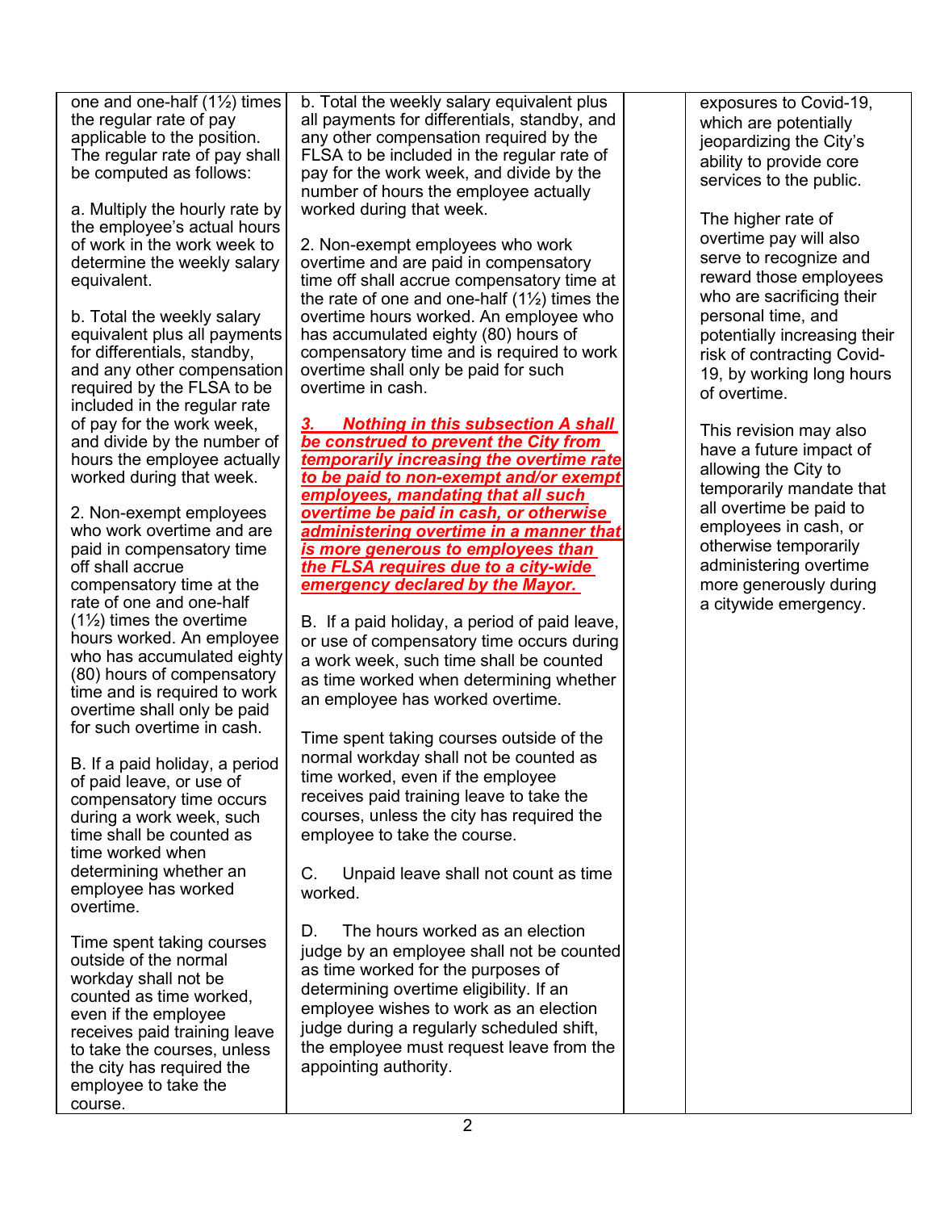| | | | |
|---|---|---|---|
| one and one-half (1½) times the regular rate of pay applicable to the position. The regular rate of pay shall be computed as follows:<br><br>a. Multiply the hourly rate by the employee's actual hours of work in the work week to determine the weekly salary equivalent.<br><br>b. Total the weekly salary equivalent plus all payments for differentials, standby, and any other compensation required by the FLSA to be included in the regular rate of pay for the work week, and divide by the number of hours the employee actually worked during that week.<br><br>2. Non-exempt employees who work overtime and are paid in compensatory time off shall accrue compensatory time at the rate of one and one-half (1½) times the overtime hours worked. An employee who has accumulated eighty (80) hours of compensatory time and is required to work overtime shall only be paid for such overtime in cash.<br><br>B. If a paid holiday, a period of paid leave, or use of compensatory time occurs during a work week, such time shall be counted as time worked when determining whether an employee has worked overtime.<br><br>Time spent taking courses outside of the normal workday shall not be counted as time worked, even if the employee receives paid training leave to take the courses, unless the city has required the employee to take the course. | b. Total the weekly salary equivalent plus all payments for differentials, standby, and any other compensation required by the FLSA to be included in the regular rate of pay for the work week, and divide by the number of hours the employee actually worked during that week.<br><br>2. Non-exempt employees who work overtime and are paid in compensatory time off shall accrue compensatory time at the rate of one and one-half (1½) times the overtime hours worked. An employee who has accumulated eighty (80) hours of compensatory time and is required to work overtime shall only be paid for such overtime in cash.<br><br>***3. Nothing in this subsection A shall be construed to prevent the City from temporarily increasing the overtime rate to be paid to non-exempt and/or exempt employees, mandating that all such overtime be paid in cash, or otherwise administering overtime in a manner that is more generous to employees than the FLSA requires due to a city-wide emergency declared by the Mayor.***<br><br>B. If a paid holiday, a period of paid leave, or use of compensatory time occurs during a work week, such time shall be counted as time worked when determining whether an employee has worked overtime.<br><br>Time spent taking courses outside of the normal workday shall not be counted as time worked, even if the employee receives paid training leave to take the courses, unless the city has required the employee to take the course.<br><br>C. Unpaid leave shall not count as time worked.<br><br>D. The hours worked as an election judge by an employee shall not be counted as time worked for the purposes of determining overtime eligibility. If an employee wishes to work as an election judge during a regularly scheduled shift, the employee must request leave from the appointing authority. | | exposures to Covid-19, which are potentially jeopardizing the City's ability to provide core services to the public.<br><br>The higher rate of overtime pay will also serve to recognize and reward those employees who are sacrificing their personal time, and potentially increasing their risk of contracting Covid-19, by working long hours of overtime.<br><br>This revision may also have a future impact of allowing the City to temporarily mandate that all overtime be paid to employees in cash, or otherwise temporarily administering overtime more generously during a citywide emergency. |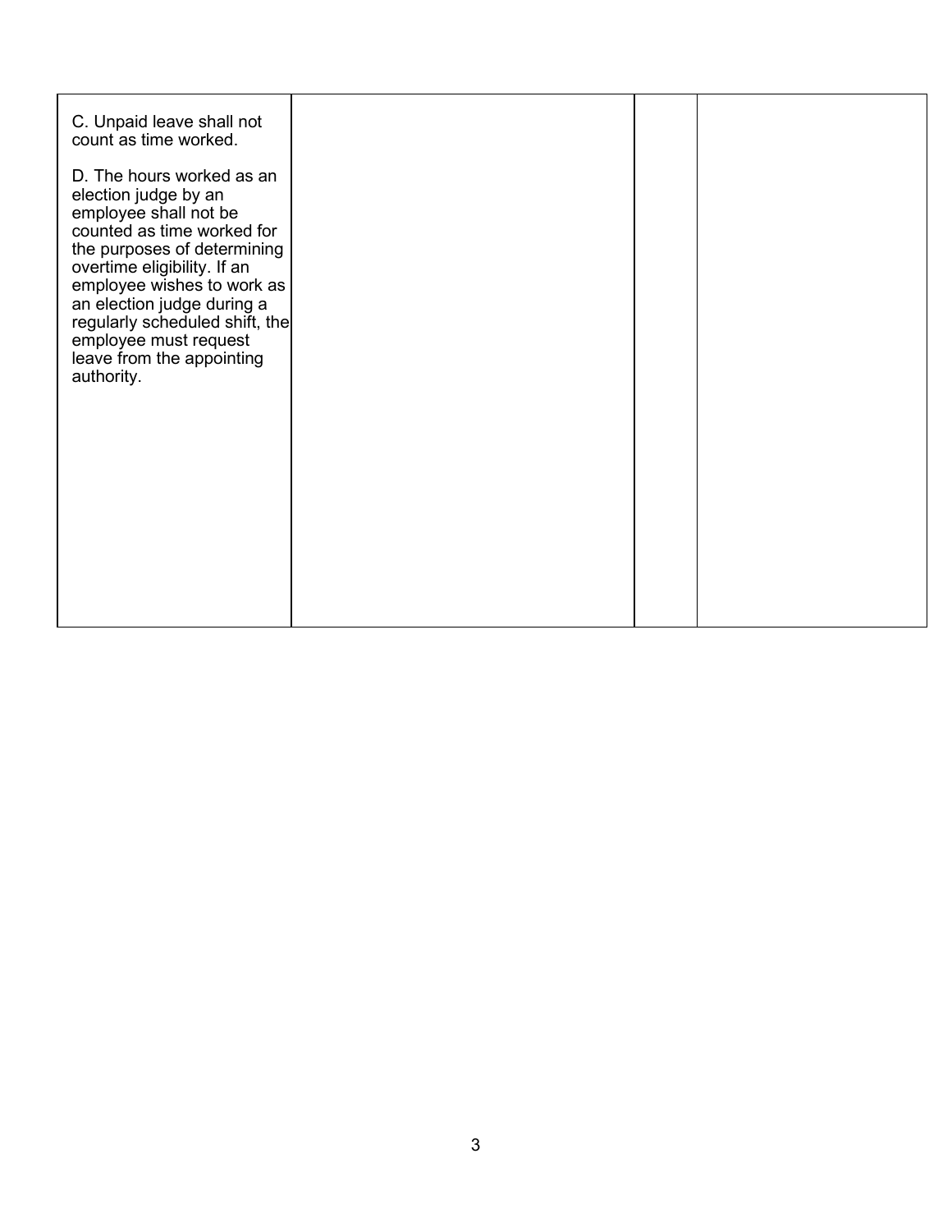| | | | |
|---|---|---|---|
| C. Unpaid leave shall not count as time worked.<br><br>D. The hours worked as an election judge by an employee shall not be counted as time worked for the purposes of determining overtime eligibility. If an employee wishes to work as an election judge during a regularly scheduled shift, the employee must request leave from the appointing authority. | | | |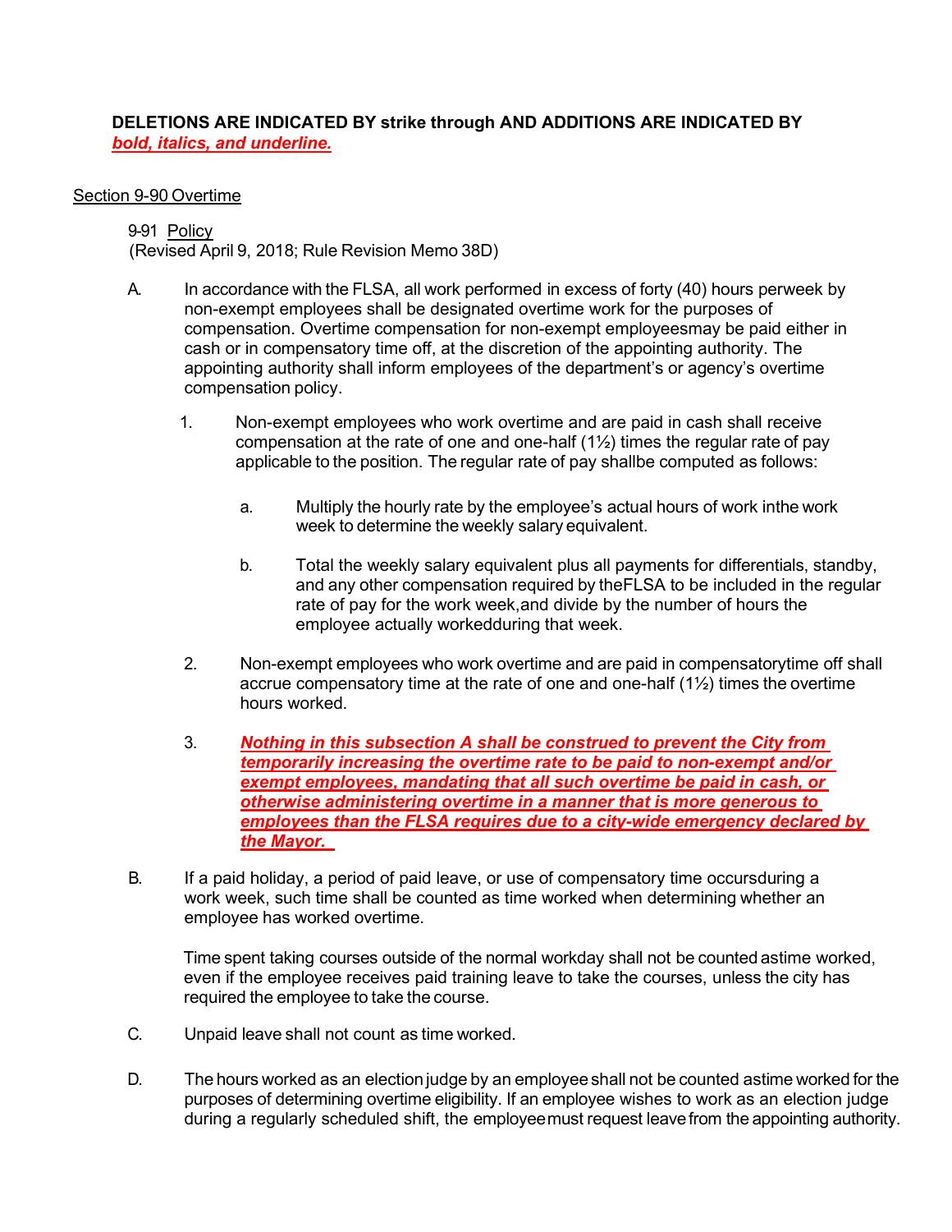**DELETIONS ARE INDICATED BY strike through AND ADDITIONS ARE INDICATED BY *bold, italics, and underline.***

<u>Section 9-90 Overtime</u>

9-91 <u>Policy</u>
(Revised April 9, 2018; Rule Revision Memo 38D)

A. In accordance with the FLSA, all work performed in excess of forty (40) hours perweek by non-exempt employees shall be designated overtime work for the purposes of compensation. Overtime compensation for non-exempt employeesmay be paid either in cash or in compensatory time off, at the discretion of the appointing authority. The appointing authority shall inform employees of the department's or agency's overtime compensation policy.

1. Non-exempt employees who work overtime and are paid in cash shall receive compensation at the rate of one and one-half (1½) times the regular rate of pay applicable to the position. The regular rate of pay shallbe computed as follows:

   a. Multiply the hourly rate by the employee's actual hours of work inthe work week to determine the weekly salary equivalent.

   b. Total the weekly salary equivalent plus all payments for differentials, standby, and any other compensation required by theFLSA to be included in the regular rate of pay for the work week,and divide by the number of hours the employee actually workedduring that week.

2. Non-exempt employees who work overtime and are paid in compensatorytime off shall accrue compensatory time at the rate of one and one-half (1½) times the overtime hours worked.

3. ***<u>Nothing in this subsection A shall be construed to prevent the City from temporarily increasing the overtime rate to be paid to non-exempt and/or exempt employees, mandating that all such overtime be paid in cash, or otherwise administering overtime in a manner that is more generous to employees than the FLSA requires due to a city-wide emergency declared by the Mayor.</u>***

B. If a paid holiday, a period of paid leave, or use of compensatory time occursduring a work week, such time shall be counted as time worked when determining whether an employee has worked overtime.

   Time spent taking courses outside of the normal workday shall not be counted astime worked, even if the employee receives paid training leave to take the courses, unless the city has required the employee to take the course.

C. Unpaid leave shall not count as time worked.

D. The hours worked as an election judge by an employee shall not be counted astime worked for the purposes of determining overtime eligibility. If an employee wishes to work as an election judge during a regularly scheduled shift, the employeemust request leave from the appointing authority.